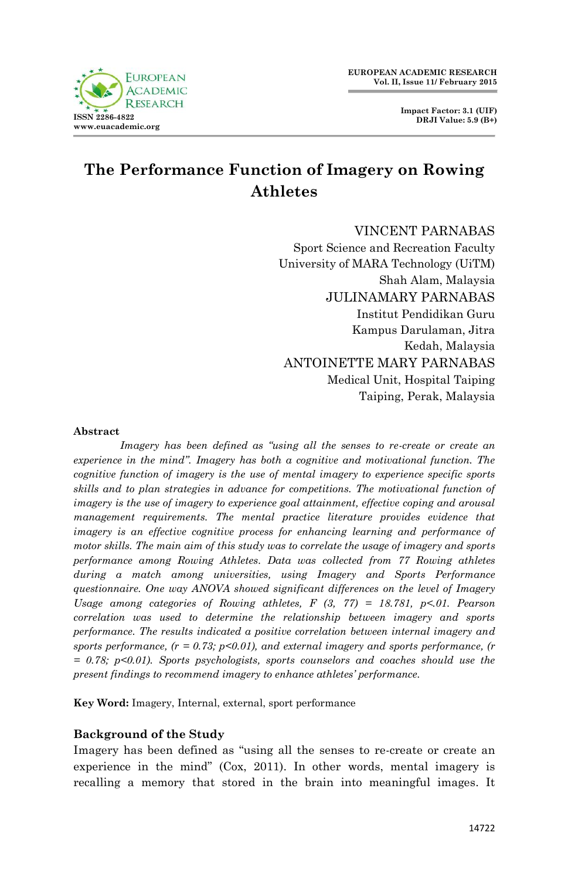# The Performance Function of Imagery on Rowing Athletes

VINCENT PARNABAS
Sport Science and Recreation Faculty
University of MARA Technology (UiTM)
Shah Alam, Malaysia

JULINAMARY PARNABAS
Institut Pendidikan Guru
Kampus Darulaman, Jitra
Kedah, Malaysia

ANTOINETTE MARY PARNABAS
Medical Unit, Hospital Taiping
Taiping, Perak, Malaysia

**Abstract**

*Imagery has been defined as "using all the senses to re-create or create an experience in the mind". Imagery has both a cognitive and motivational function. The cognitive function of imagery is the use of mental imagery to experience specific sports skills and to plan strategies in advance for competitions. The motivational function of imagery is the use of imagery to experience goal attainment, effective coping and arousal management requirements. The mental practice literature provides evidence that imagery is an effective cognitive process for enhancing learning and performance of motor skills. The main aim of this study was to correlate the usage of imagery and sports performance among Rowing Athletes. Data was collected from 77 Rowing athletes during a match among universities, using Imagery and Sports Performance questionnaire. One way ANOVA showed significant differences on the level of Imagery Usage among categories of Rowing athletes, $F\ (3,\ 77) = 18.781$, $p<.01$. Pearson correlation was used to determine the relationship between imagery and sports performance. The results indicated a positive correlation between internal imagery and sports performance, ($r = 0.73$; $p<0.01$), and external imagery and sports performance, ($r = 0.78$; $p<0.01$). Sports psychologists, sports counselors and coaches should use the present findings to recommend imagery to enhance athletes' performance.*

**Key Word:** Imagery, Internal, external, sport performance

## Background of the Study

Imagery has been defined as "using all the senses to re-create or create an experience in the mind" (Cox, 2011). In other words, mental imagery is recalling a memory that stored in the brain into meaningful images. It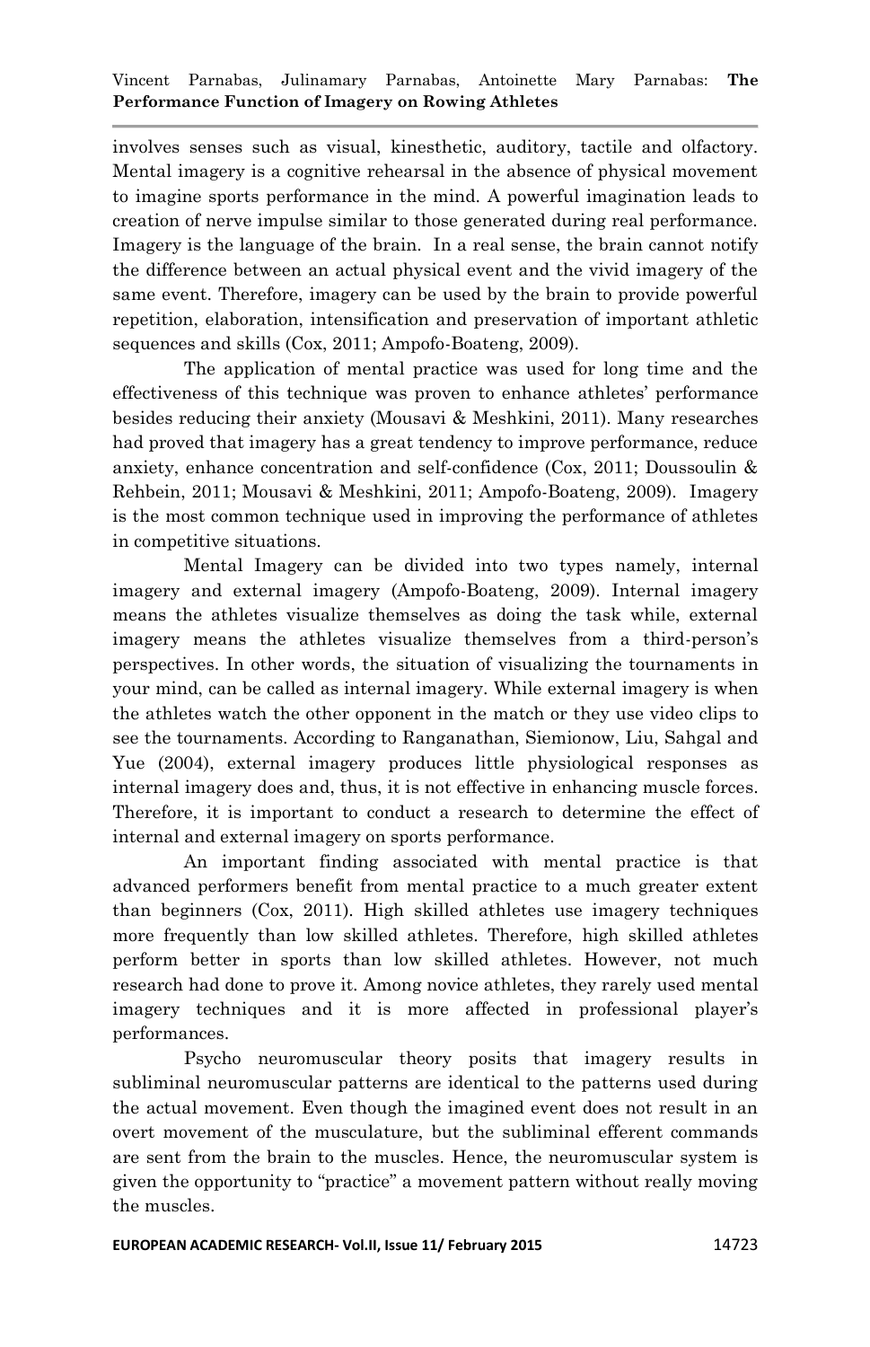involves senses such as visual, kinesthetic, auditory, tactile and olfactory. Mental imagery is a cognitive rehearsal in the absence of physical movement to imagine sports performance in the mind. A powerful imagination leads to creation of nerve impulse similar to those generated during real performance. Imagery is the language of the brain. In a real sense, the brain cannot notify the difference between an actual physical event and the vivid imagery of the same event. Therefore, imagery can be used by the brain to provide powerful repetition, elaboration, intensification and preservation of important athletic sequences and skills (Cox, 2011; Ampofo-Boateng, 2009).

The application of mental practice was used for long time and the effectiveness of this technique was proven to enhance athletes' performance besides reducing their anxiety (Mousavi & Meshkini, 2011). Many researches had proved that imagery has a great tendency to improve performance, reduce anxiety, enhance concentration and self-confidence (Cox, 2011; Doussoulin & Rehbein, 2011; Mousavi & Meshkini, 2011; Ampofo-Boateng, 2009). Imagery is the most common technique used in improving the performance of athletes in competitive situations.

Mental Imagery can be divided into two types namely, internal imagery and external imagery (Ampofo-Boateng, 2009). Internal imagery means the athletes visualize themselves as doing the task while, external imagery means the athletes visualize themselves from a third-person's perspectives. In other words, the situation of visualizing the tournaments in your mind, can be called as internal imagery. While external imagery is when the athletes watch the other opponent in the match or they use video clips to see the tournaments. According to Ranganathan, Siemionow, Liu, Sahgal and Yue (2004), external imagery produces little physiological responses as internal imagery does and, thus, it is not effective in enhancing muscle forces. Therefore, it is important to conduct a research to determine the effect of internal and external imagery on sports performance.

An important finding associated with mental practice is that advanced performers benefit from mental practice to a much greater extent than beginners (Cox, 2011). High skilled athletes use imagery techniques more frequently than low skilled athletes. Therefore, high skilled athletes perform better in sports than low skilled athletes. However, not much research had done to prove it. Among novice athletes, they rarely used mental imagery techniques and it is more affected in professional player's performances.

Psycho neuromuscular theory posits that imagery results in subliminal neuromuscular patterns are identical to the patterns used during the actual movement. Even though the imagined event does not result in an overt movement of the musculature, but the subliminal efferent commands are sent from the brain to the muscles. Hence, the neuromuscular system is given the opportunity to "practice" a movement pattern without really moving the muscles.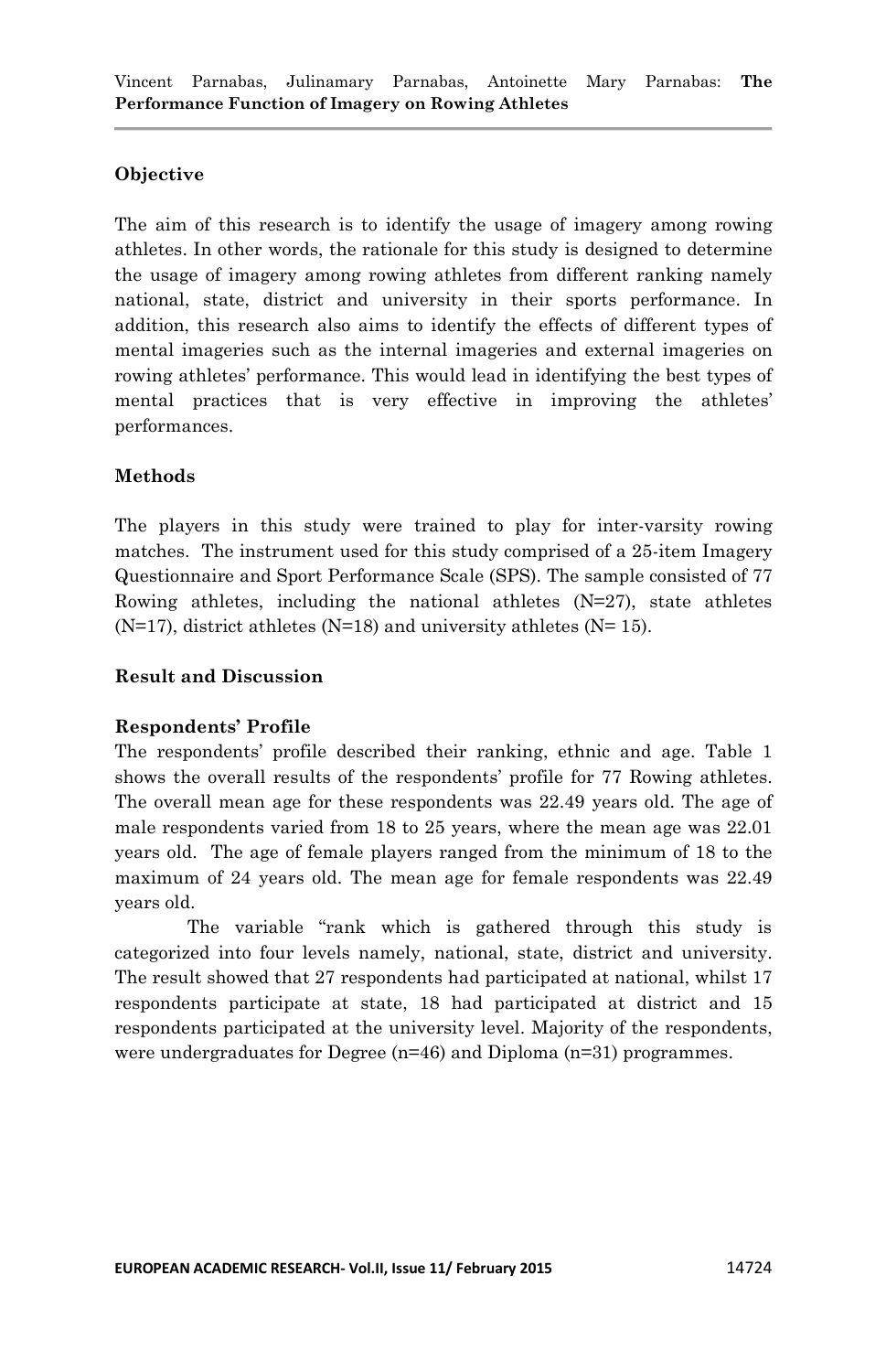## Objective

The aim of this research is to identify the usage of imagery among rowing athletes. In other words, the rationale for this study is designed to determine the usage of imagery among rowing athletes from different ranking namely national, state, district and university in their sports performance. In addition, this research also aims to identify the effects of different types of mental imageries such as the internal imageries and external imageries on rowing athletes' performance. This would lead in identifying the best types of mental practices that is very effective in improving the athletes' performances.

## Methods

The players in this study were trained to play for inter-varsity rowing matches. The instrument used for this study comprised of a 25-item Imagery Questionnaire and Sport Performance Scale (SPS). The sample consisted of 77 Rowing athletes, including the national athletes (N=27), state athletes (N=17), district athletes (N=18) and university athletes (N= 15).

## Result and Discussion

### Respondents' Profile

The respondents' profile described their ranking, ethnic and age. Table 1 shows the overall results of the respondents' profile for 77 Rowing athletes. The overall mean age for these respondents was 22.49 years old. The age of male respondents varied from 18 to 25 years, where the mean age was 22.01 years old. The age of female players ranged from the minimum of 18 to the maximum of 24 years old. The mean age for female respondents was 22.49 years old.

The variable "rank which is gathered through this study is categorized into four levels namely, national, state, district and university. The result showed that 27 respondents had participated at national, whilst 17 respondents participate at state, 18 had participated at district and 15 respondents participated at the university level. Majority of the respondents, were undergraduates for Degree (n=46) and Diploma (n=31) programmes.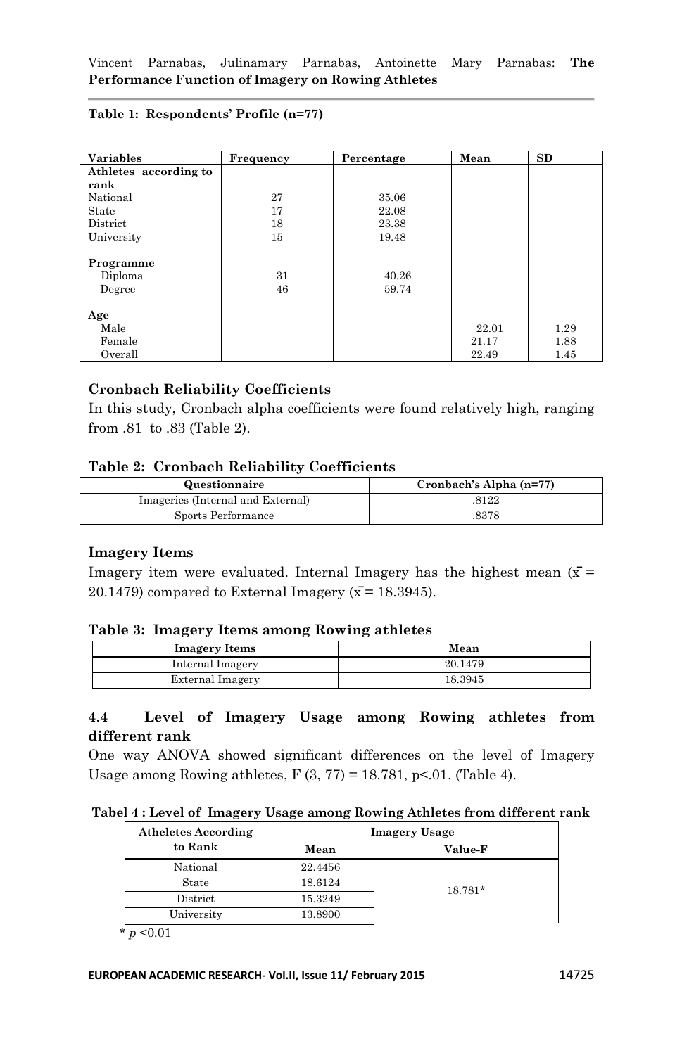**Table 1: Respondents' Profile (n=77)**

| Variables | Frequency | Percentage | Mean | SD |
|---|---|---|---|---|
| **Athletes according to rank** | | | | |
| National | 27 | 35.06 | | |
| State | 17 | 22.08 | | |
| District | 18 | 23.38 | | |
| University | 15 | 19.48 | | |
| **Programme** | | | | |
| Diploma | 31 | 40.26 | | |
| Degree | 46 | 59.74 | | |
| **Age** | | | | |
| Male | | | 22.01 | 1.29 |
| Female | | | 21.17 | 1.88 |
| Overall | | | 22.49 | 1.45 |

### Cronbach Reliability Coefficients

In this study, Cronbach alpha coefficients were found relatively high, ranging from .81 to .83 (Table 2).

**Table 2: Cronbach Reliability Coefficients**

| Questionnaire | Cronbach's Alpha (n=77) |
|---|---|
| Imageries (Internal and External) | .8122 |
| Sports Performance | .8378 |

### Imagery Items

Imagery item were evaluated. Internal Imagery has the highest mean ($\bar{x}$ = 20.1479) compared to External Imagery ($\bar{x}$ = 18.3945).

**Table 3: Imagery Items among Rowing athletes**

| Imagery Items | Mean |
|---|---|
| Internal Imagery | 20.1479 |
| External Imagery | 18.3945 |

### 4.4 Level of Imagery Usage among Rowing athletes from different rank

One way ANOVA showed significant differences on the level of Imagery Usage among Rowing athletes, $F(3, 77) = 18.781$, $p<.01$. (Table 4).

**Tabel 4 : Level of Imagery Usage among Rowing Athletes from different rank**

| Atheletes According to Rank | Imagery Usage | |
|---|---|---|
| | Mean | Value-F |
| National | 22.4456 | 18.781* |
| State | 18.6124 | |
| District | 15.3249 | |
| University | 13.8900 | |

* $p<0.01$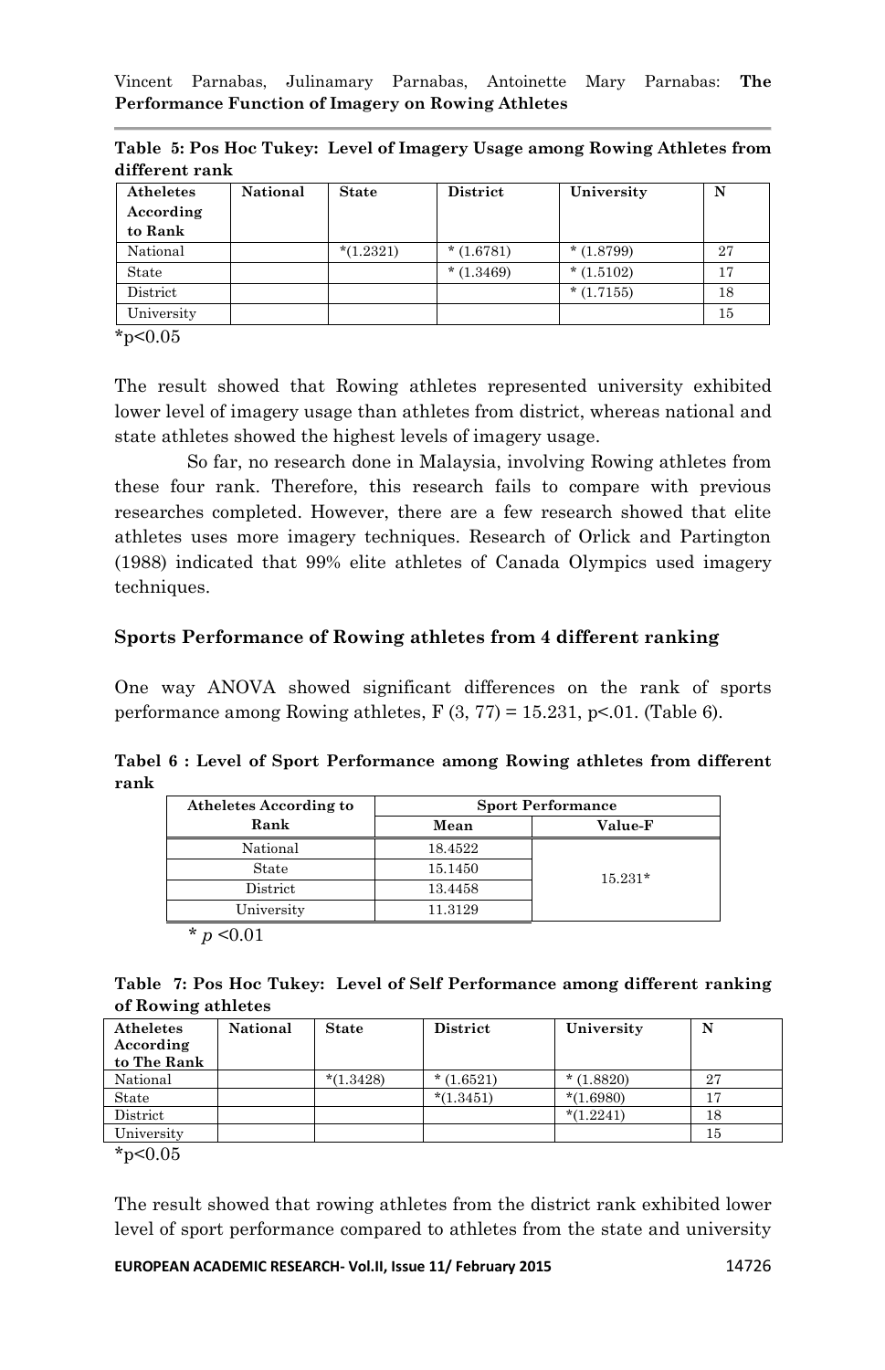**Table 5: Pos Hoc Tukey: Level of Imagery Usage among Rowing Athletes from different rank**

| Atheletes According to Rank | National | State | District | University | N |
|---|---|---|---|---|---|
| National | | *(1.2321) | * (1.6781) | * (1.8799) | 27 |
| State | | | * (1.3469) | * (1.5102) | 17 |
| District | | | | * (1.7155) | 18 |
| University | | | | | 15 |

*p<0.05

The result showed that Rowing athletes represented university exhibited lower level of imagery usage than athletes from district, whereas national and state athletes showed the highest levels of imagery usage.

So far, no research done in Malaysia, involving Rowing athletes from these four rank. Therefore, this research fails to compare with previous researches completed. However, there are a few research showed that elite athletes uses more imagery techniques. Research of Orlick and Partington (1988) indicated that 99% elite athletes of Canada Olympics used imagery techniques.

## Sports Performance of Rowing athletes from 4 different ranking

One way ANOVA showed significant differences on the rank of sports performance among Rowing athletes, $F(3, 77) = 15.231$, $p<.01$. (Table 6).

**Tabel 6 : Level of Sport Performance among Rowing athletes from different rank**

| Atheletes According to Rank | Sport Performance | |
|---|---|---|
| | Mean | Value-F |
| National | 18.4522 | 15.231* |
| State | 15.1450 | |
| District | 13.4458 | |
| University | 11.3129 | |

* $p$ <0.01

**Table 7: Pos Hoc Tukey: Level of Self Performance among different ranking of Rowing athletes**

| Atheletes According to The Rank | National | State | District | University | N |
|---|---|---|---|---|---|
| National | | *(1.3428) | * (1.6521) | * (1.8820) | 27 |
| State | | | *(1.3451) | *(1.6980) | 17 |
| District | | | | *(1.2241) | 18 |
| University | | | | | 15 |

*p<0.05

The result showed that rowing athletes from the district rank exhibited lower level of sport performance compared to athletes from the state and university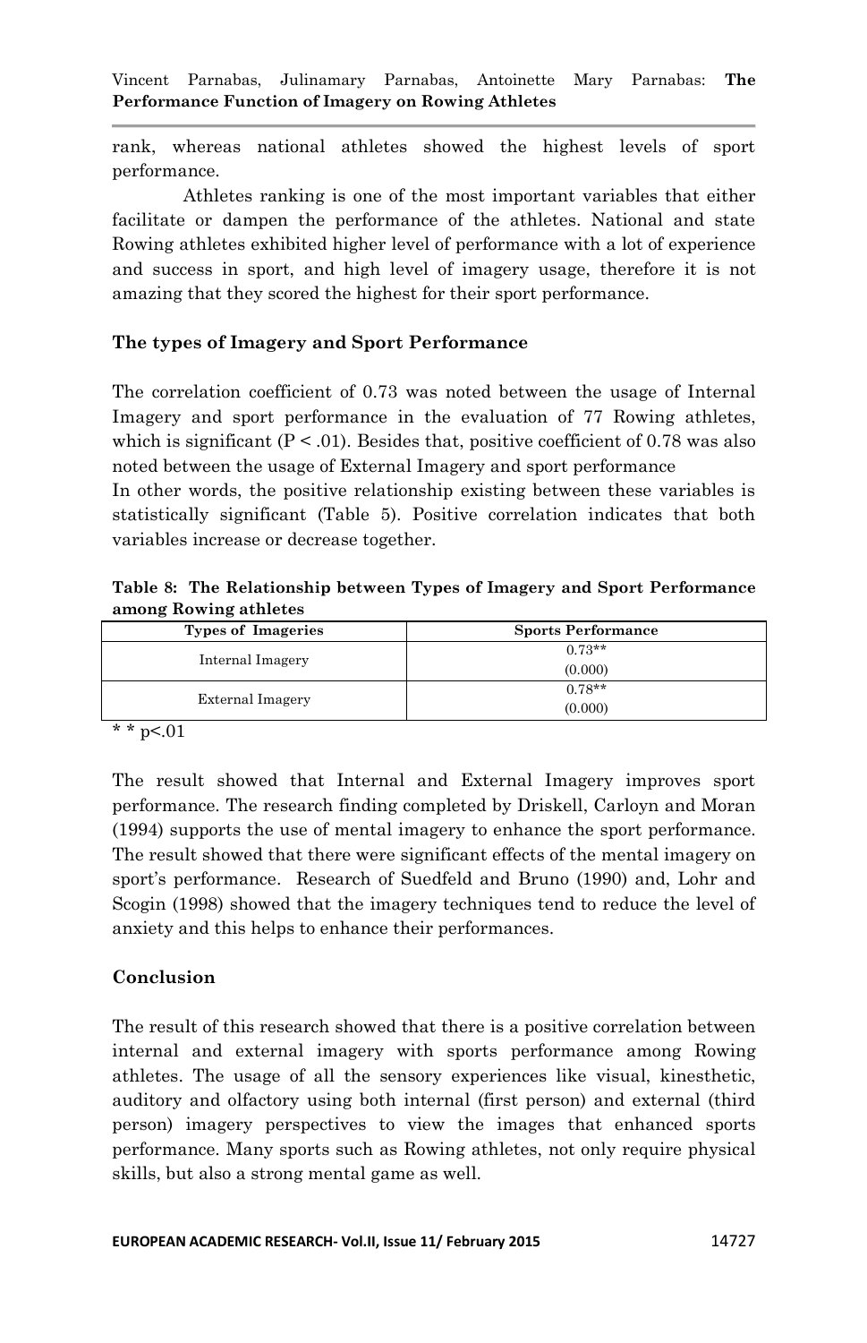rank, whereas national athletes showed the highest levels of sport performance.

Athletes ranking is one of the most important variables that either facilitate or dampen the performance of the athletes. National and state Rowing athletes exhibited higher level of performance with a lot of experience and success in sport, and high level of imagery usage, therefore it is not amazing that they scored the highest for their sport performance.

### The types of Imagery and Sport Performance

The correlation coefficient of 0.73 was noted between the usage of Internal Imagery and sport performance in the evaluation of 77 Rowing athletes, which is significant ($P < .01$). Besides that, positive coefficient of 0.78 was also noted between the usage of External Imagery and sport performance
In other words, the positive relationship existing between these variables is statistically significant (Table 5). Positive correlation indicates that both variables increase or decrease together.

**Table 8: The Relationship between Types of Imagery and Sport Performance among Rowing athletes**

| Types of Imageries | Sports Performance |
|---|---|
| Internal Imagery | 0.73** (0.000) |
| External Imagery | 0.78** (0.000) |

* * p<.01

The result showed that Internal and External Imagery improves sport performance. The research finding completed by Driskell, Carloyn and Moran (1994) supports the use of mental imagery to enhance the sport performance. The result showed that there were significant effects of the mental imagery on sport's performance. Research of Suedfeld and Bruno (1990) and, Lohr and Scogin (1998) showed that the imagery techniques tend to reduce the level of anxiety and this helps to enhance their performances.

### Conclusion

The result of this research showed that there is a positive correlation between internal and external imagery with sports performance among Rowing athletes. The usage of all the sensory experiences like visual, kinesthetic, auditory and olfactory using both internal (first person) and external (third person) imagery perspectives to view the images that enhanced sports performance. Many sports such as Rowing athletes, not only require physical skills, but also a strong mental game as well.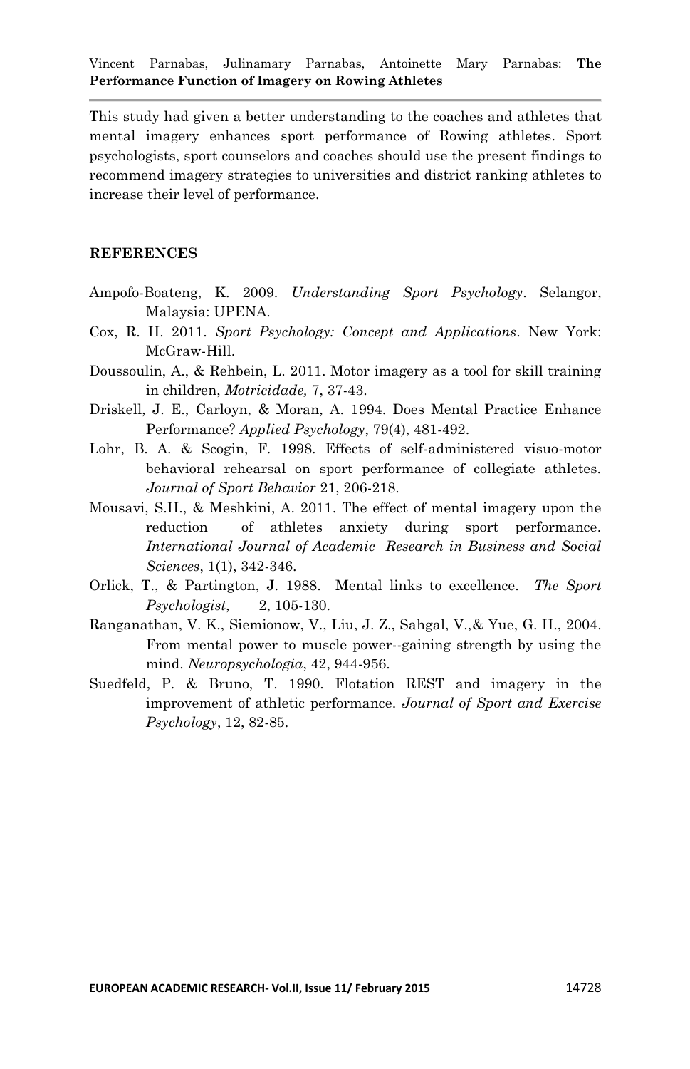This study had given a better understanding to the coaches and athletes that mental imagery enhances sport performance of Rowing athletes. Sport psychologists, sport counselors and coaches should use the present findings to recommend imagery strategies to universities and district ranking athletes to increase their level of performance.

## REFERENCES

Ampofo-Boateng, K. 2009. *Understanding Sport Psychology*. Selangor, Malaysia: UPENA.

Cox, R. H. 2011. *Sport Psychology: Concept and Applications*. New York: McGraw-Hill.

Doussoulin, A., & Rehbein, L. 2011. Motor imagery as a tool for skill training in children, *Motricidade,* 7, 37-43.

Driskell, J. E., Carloyn, & Moran, A. 1994. Does Mental Practice Enhance Performance? *Applied Psychology*, 79(4), 481-492.

Lohr, B. A. & Scogin, F. 1998. Effects of self-administered visuo-motor behavioral rehearsal on sport performance of collegiate athletes. *Journal of Sport Behavior* 21, 206-218.

Mousavi, S.H., & Meshkini, A. 2011. The effect of mental imagery upon the reduction of athletes anxiety during sport performance. *International Journal of Academic Research in Business and Social Sciences*, 1(1), 342-346.

Orlick, T., & Partington, J. 1988. Mental links to excellence. *The Sport Psychologist*, 2, 105-130.

Ranganathan, V. K., Siemionow, V., Liu, J. Z., Sahgal, V.,& Yue, G. H., 2004. From mental power to muscle power--gaining strength by using the mind. *Neuropsychologia*, 42, 944-956.

Suedfeld, P. & Bruno, T. 1990. Flotation REST and imagery in the improvement of athletic performance. *Journal of Sport and Exercise Psychology*, 12, 82-85.